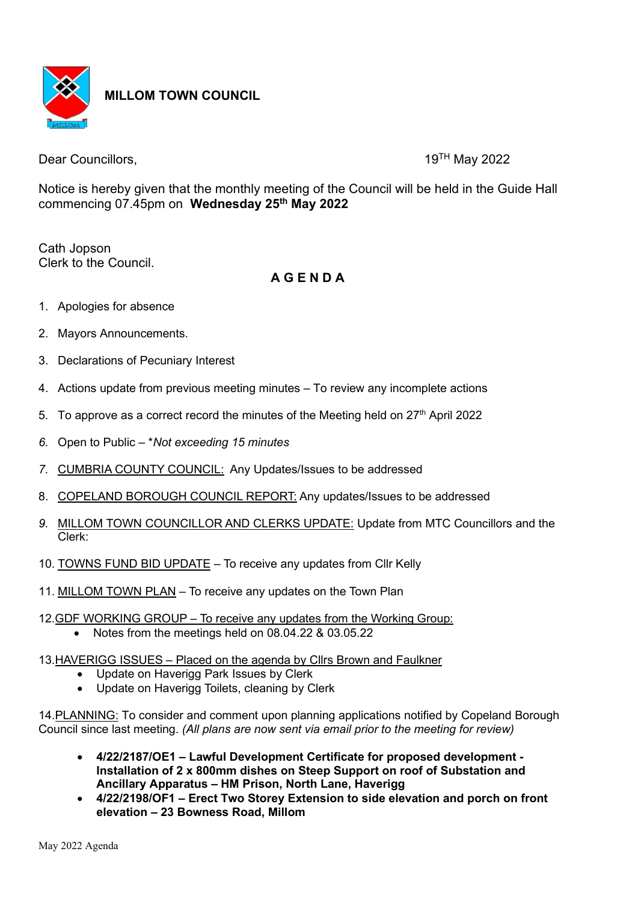**MILLOM TOWN COUNCIL**

Dear Councillors, 19TH May 2022

Notice is hereby given that the monthly meeting of the Council will be held in the Guide Hall commencing 07.45pm on **Wednesday 25th May 2022**

Cath Jopson
Clerk to the Council.

## A G E N D A

1. Apologies for absence
2. Mayors Announcements.
3. Declarations of Pecuniary Interest
4. Actions update from previous meeting minutes – To review any incomplete actions
5. To approve as a correct record the minutes of the Meeting held on 27th April 2022
6. Open to Public – *\*Not exceeding 15 minutes*
7. CUMBRIA COUNTY COUNCIL: Any Updates/Issues to be addressed
8. COPELAND BOROUGH COUNCIL REPORT: Any updates/Issues to be addressed
9. MILLOM TOWN COUNCILLOR AND CLERKS UPDATE: Update from MTC Councillors and the Clerk:
10. TOWNS FUND BID UPDATE – To receive any updates from Cllr Kelly
11. MILLOM TOWN PLAN – To receive any updates on the Town Plan
12. GDF WORKING GROUP – To receive any updates from the Working Group:
    - Notes from the meetings held on 08.04.22 & 03.05.22
13. HAVERIGG ISSUES – Placed on the agenda by Cllrs Brown and Faulkner
    - Update on Haverigg Park Issues by Clerk
    - Update on Haverigg Toilets, cleaning by Clerk
14. PLANNING: To consider and comment upon planning applications notified by Copeland Borough Council since last meeting. *(All plans are now sent via email prior to the meeting for review)*
    - **4/22/2187/OE1 – Lawful Development Certificate for proposed development - Installation of 2 x 800mm dishes on Steep Support on roof of Substation and Ancillary Apparatus – HM Prison, North Lane, Haverigg**
    - **4/22/2198/OF1 – Erect Two Storey Extension to side elevation and porch on front elevation – 23 Bowness Road, Millom**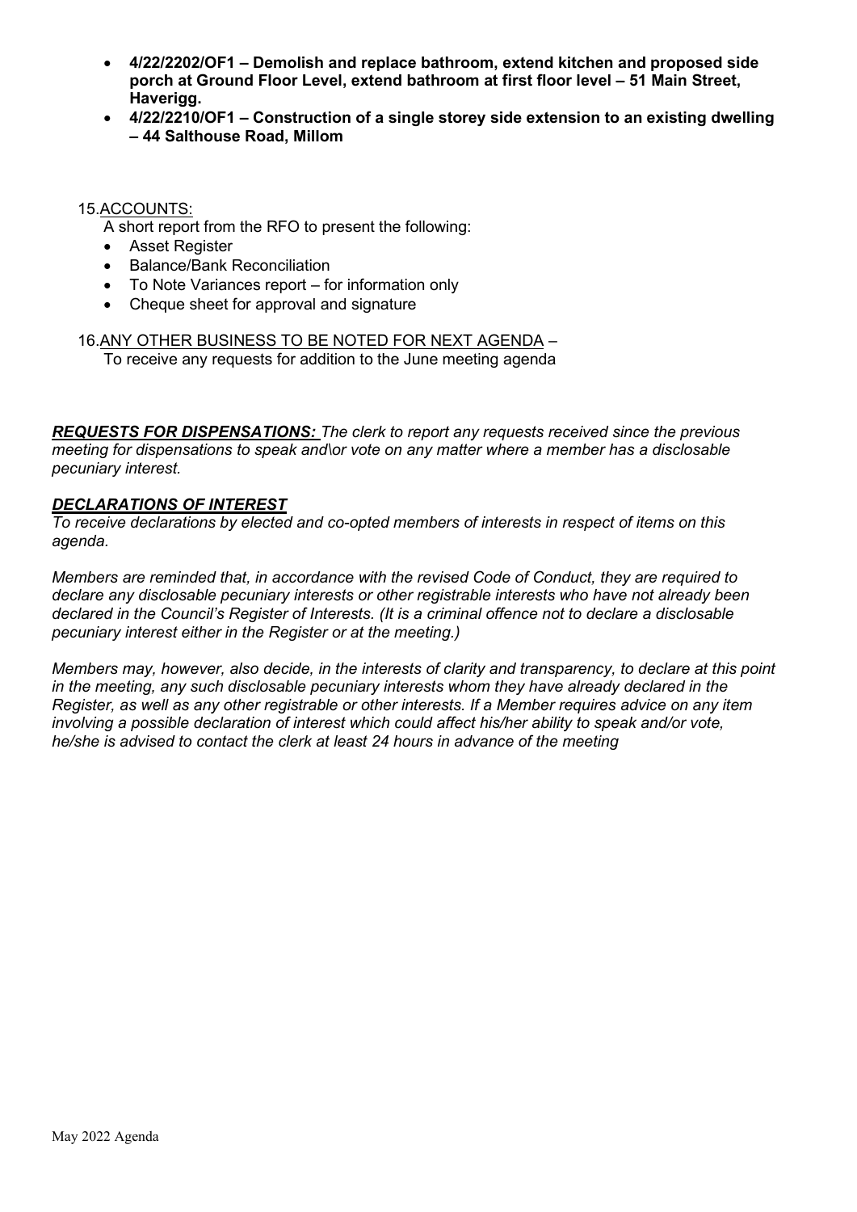- **4/22/2202/OF1 – Demolish and replace bathroom, extend kitchen and proposed side porch at Ground Floor Level, extend bathroom at first floor level – 51 Main Street, Haverigg.**
- **4/22/2210/OF1 – Construction of a single storey side extension to an existing dwelling – 44 Salthouse Road, Millom**

15. ACCOUNTS:

A short report from the RFO to present the following:

- Asset Register
- Balance/Bank Reconciliation
- To Note Variances report – for information only
- Cheque sheet for approval and signature

16. ANY OTHER BUSINESS TO BE NOTED FOR NEXT AGENDA –

To receive any requests for addition to the June meeting agenda

***REQUESTS FOR DISPENSATIONS:*** *The clerk to report any requests received since the previous meeting for dispensations to speak and\or vote on any matter where a member has a disclosable pecuniary interest.*

***DECLARATIONS OF INTEREST***

*To receive declarations by elected and co-opted members of interests in respect of items on this agenda.*

*Members are reminded that, in accordance with the revised Code of Conduct, they are required to declare any disclosable pecuniary interests or other registrable interests who have not already been declared in the Council's Register of Interests. (It is a criminal offence not to declare a disclosable pecuniary interest either in the Register or at the meeting.)*

*Members may, however, also decide, in the interests of clarity and transparency, to declare at this point in the meeting, any such disclosable pecuniary interests whom they have already declared in the Register, as well as any other registrable or other interests. If a Member requires advice on any item involving a possible declaration of interest which could affect his/her ability to speak and/or vote, he/she is advised to contact the clerk at least 24 hours in advance of the meeting*